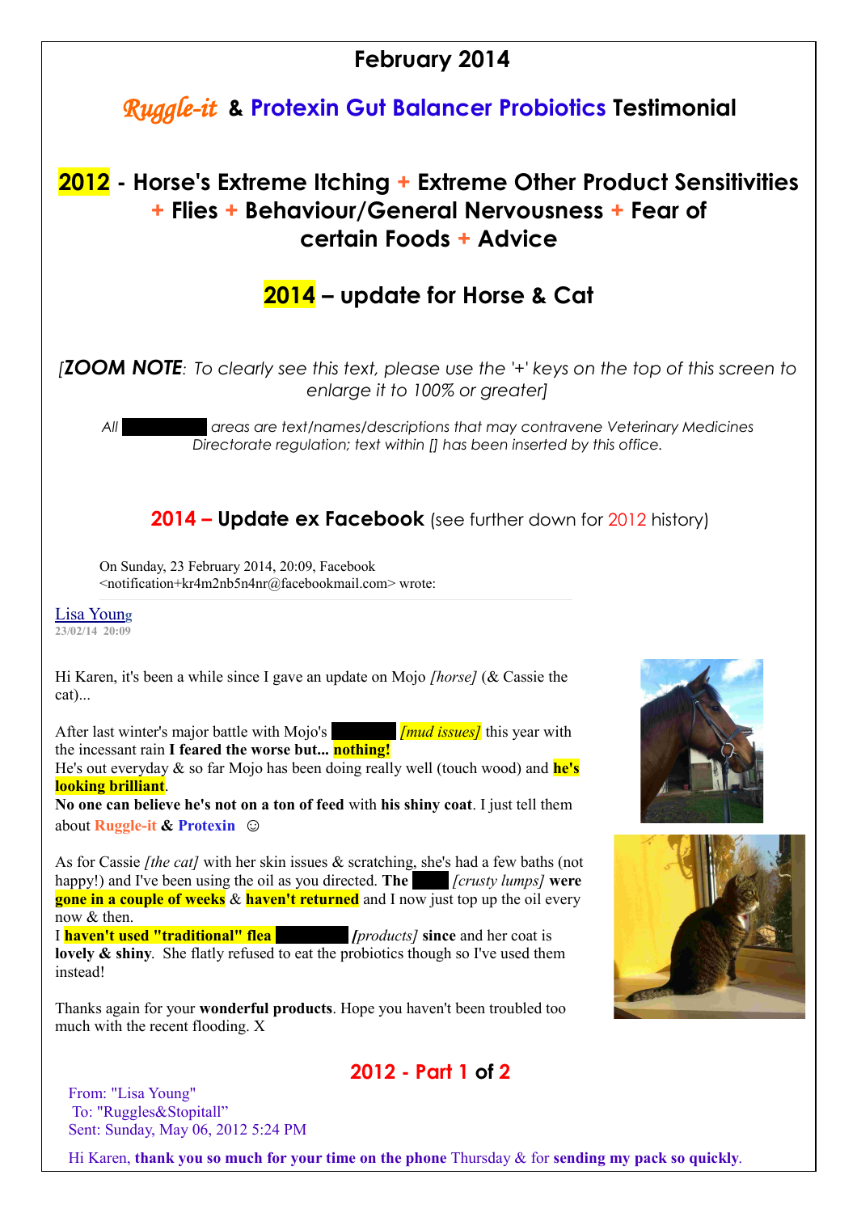# February 2014

## Ruggle-it & Protexin Gut Balancer Probiotics Testimonial

## 2012 - Horse's Extreme Itching + Extreme Other Product Sensitivities + Flies + Behaviour/General Nervousness + Fear of certain Foods + Advice

## 2014 – update for Horse & Cat

*[**ZOOM NOTE**: To clearly see this text, please use the '+' keys on the top of this screen to enlarge it to 100% or greater]*

*All ██████ areas are text/names/descriptions that may contravene Veterinary Medicines Directorate regulation; text within [] has been inserted by this office.*

### 2014 – Update ex Facebook (see further down for 2012 history)

On Sunday, 23 February 2014, 20:09, Facebook <notification+kr4m2nb5n4nr@facebookmail.com> wrote:

Lisa Young
23/02/14 20:09

Hi Karen, it's been a while since I gave an update on Mojo *[horse]* (& Cassie the cat)...

After last winter's major battle with Mojo's ██████ *[mud issues]* this year with the incessant rain **I feared the worse but... nothing!**
He's out everyday & so far Mojo has been doing really well (touch wood) and **he's looking brilliant**.
**No one can believe he's not on a ton of feed** with **his shiny coat**. I just tell them about **Ruggle-it & Protexin** ☺

As for Cassie *[the cat]* with her skin issues & scratching, she's had a few baths (not happy!) and I've been using the oil as you directed. **The** ████ *[crusty lumps]* **were gone in a couple of weeks** & **haven't returned** and I now just top up the oil every now & then.
I **haven't used "traditional" flea** ██████ ***[products]*** **since** and her coat is **lovely & shiny**. She flatly refused to eat the probiotics though so I've used them instead!

Thanks again for your **wonderful products**. Hope you haven't been troubled too much with the recent flooding. X

### 2012 - Part 1 of 2

From: "Lisa Young"
To: "Ruggles&Stopitall"
Sent: Sunday, May 06, 2012 5:24 PM

Hi Karen, **thank you so much for your time on the phone** Thursday & for **sending my pack so quickly**.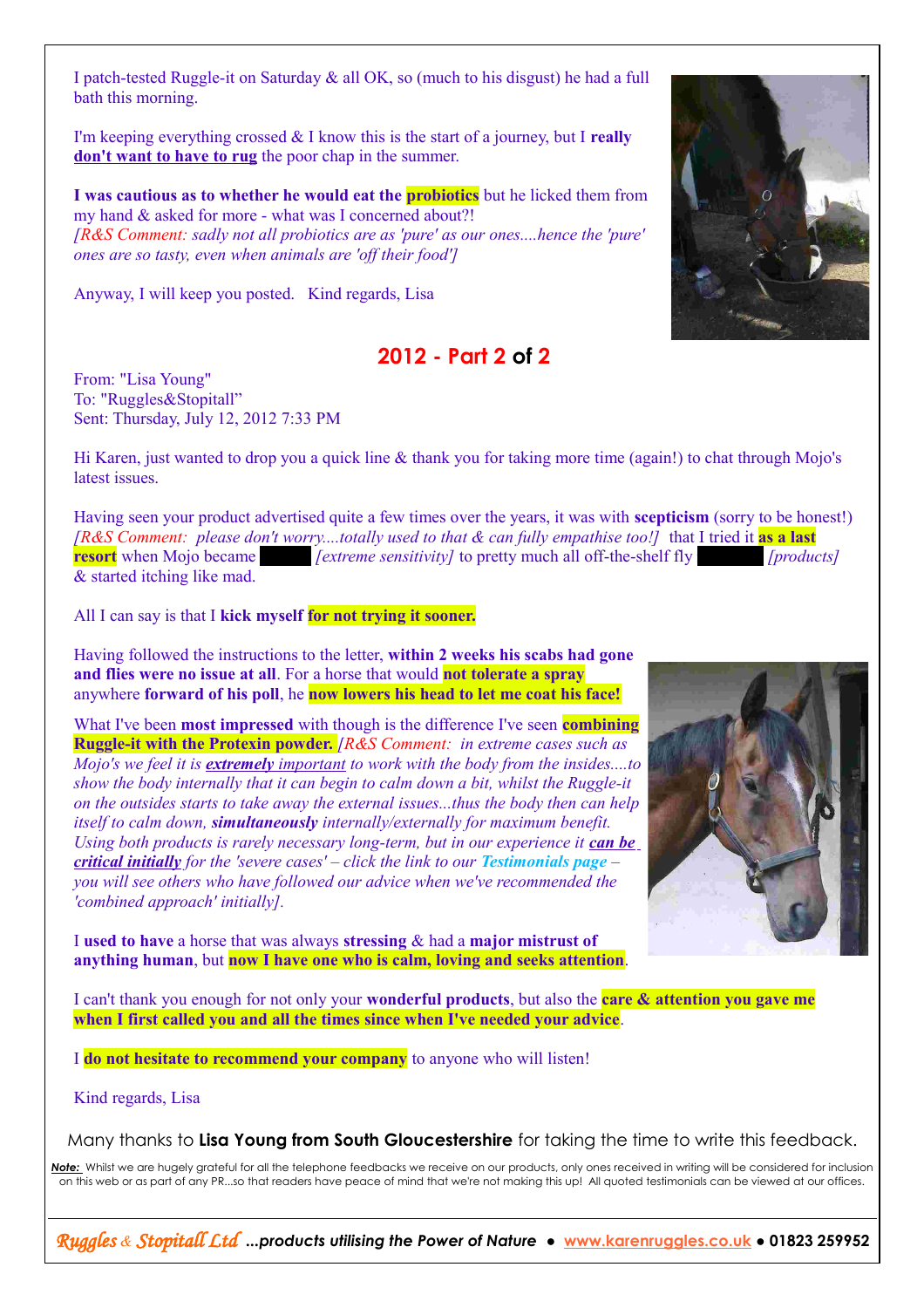I patch-tested Ruggle-it on Saturday & all OK, so (much to his disgust) he had a full bath this morning.

I'm keeping everything crossed & I know this is the start of a journey, but I **really <u>don't want to have to rug</u>** the poor chap in the summer.

**I was cautious as to whether he would eat the probiotics** but he licked them from my hand & asked for more - what was I concerned about?!
*[R&S Comment: sadly not all probiotics are as 'pure' as our ones....hence the 'pure' ones are so tasty, even when animals are 'off their food']*

Anyway, I will keep you posted.   Kind regards, Lisa

## 2012 - Part 2 of 2

From: "Lisa Young"
To: "Ruggles&Stopitall"
Sent: Thursday, July 12, 2012 7:33 PM

Hi Karen, just wanted to drop you a quick line & thank you for taking more time (again!) to chat through Mojo's latest issues.

Having seen your product advertised quite a few times over the years, it was with **scepticism** (sorry to be honest!) *[R&S Comment: please don't worry....totally used to that & can fully empathise too!]* that I tried it **as a last resort** when Mojo became *[extreme sensitivity]* to pretty much all off-the-shelf fly *[products]* & started itching like mad.

All I can say is that I **kick myself for not trying it sooner.**

Having followed the instructions to the letter, **within 2 weeks his scabs had gone and flies were no issue at all**. For a horse that would **not tolerate a spray** anywhere **forward of his poll**, he **now lowers his head to let me coat his face!**

What I've been **most impressed** with though is the difference I've seen **combining Ruggle-it with the Protexin powder.** *[R&S Comment: in extreme cases such as Mojo's we feel it is **<u>extremely</u>** <u>important</u> to work with the body from the insides....to show the body internally that it can begin to calm down a bit, whilst the Ruggle-it on the outsides starts to take away the external issues...thus the body then can help itself to calm down, **simultaneously** internally/externally for maximum benefit. Using both products is rarely necessary long-term, but in our experience it **<u>can be critical initially</u>** for the 'severe cases' – click the link to our **Testimonials page** – you will see others who have followed our advice when we've recommended the 'combined approach' initially].*

I **used to have** a horse that was always **stressing** & had a **major mistrust of anything human**, but **now I have one who is calm, loving and seeks attention**.

I can't thank you enough for not only your **wonderful products**, but also the **care & attention you gave me when I first called you and all the times since when I've needed your advice**.

I **do not hesitate to recommend your company** to anyone who will listen!

Kind regards, Lisa

Many thanks to **Lisa Young from South Gloucestershire** for taking the time to write this feedback.

***<u>Note:</u>*** Whilst we are hugely grateful for all the telephone feedbacks we receive on our products, only ones received in writing will be considered for inclusion on this web or as part of any PR...so that readers have peace of mind that we're not making this up! All quoted testimonials can be viewed at our offices.

*Ruggles & Stopitall Ltd* ***...products utilising the Power of Nature*** ● www.karenruggles.co.uk ● **01823 259952**